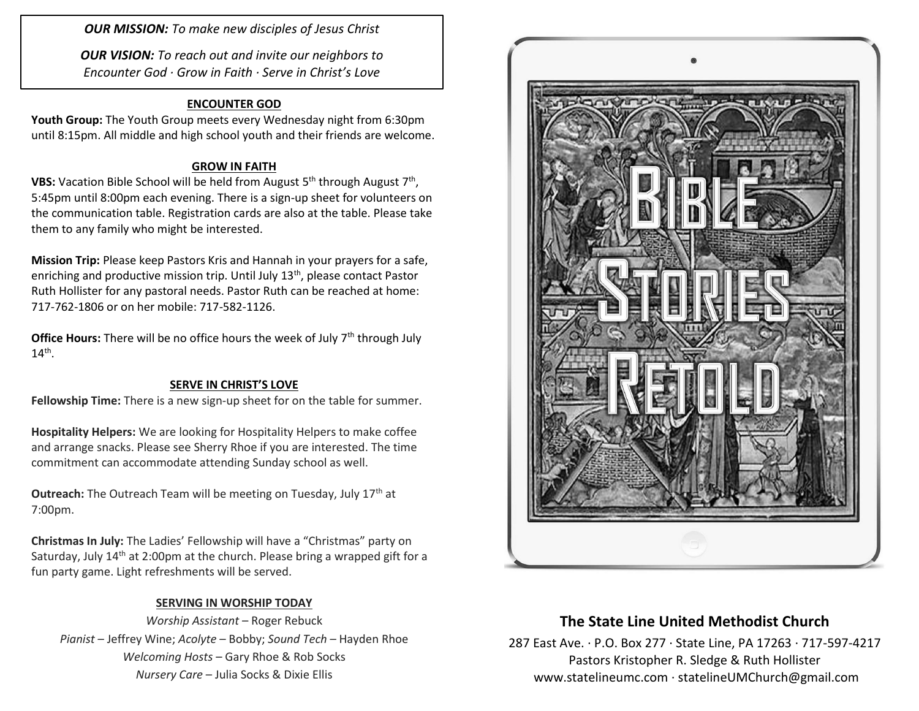***OUR MISSION:*** *To make new disciples of Jesus Christ*

***OUR VISION:*** *To reach out and invite our neighbors to Encounter God · Grow in Faith · Serve in Christ's Love*

## ENCOUNTER GOD

**Youth Group:** The Youth Group meets every Wednesday night from 6:30pm until 8:15pm. All middle and high school youth and their friends are welcome.

## GROW IN FAITH

**VBS:** Vacation Bible School will be held from August 5th through August 7th, 5:45pm until 8:00pm each evening. There is a sign-up sheet for volunteers on the communication table. Registration cards are also at the table. Please take them to any family who might be interested.

**Mission Trip:** Please keep Pastors Kris and Hannah in your prayers for a safe, enriching and productive mission trip. Until July 13th, please contact Pastor Ruth Hollister for any pastoral needs. Pastor Ruth can be reached at home: 717-762-1806 or on her mobile: 717-582-1126.

**Office Hours:** There will be no office hours the week of July 7th through July 14th.

## SERVE IN CHRIST'S LOVE

**Fellowship Time:** There is a new sign-up sheet for on the table for summer.

**Hospitality Helpers:** We are looking for Hospitality Helpers to make coffee and arrange snacks. Please see Sherry Rhoe if you are interested. The time commitment can accommodate attending Sunday school as well.

**Outreach:** The Outreach Team will be meeting on Tuesday, July 17th at 7:00pm.

**Christmas In July:** The Ladies' Fellowship will have a "Christmas" party on Saturday, July 14th at 2:00pm at the church. Please bring a wrapped gift for a fun party game. Light refreshments will be served.

## SERVING IN WORSHIP TODAY

*Worship Assistant* – Roger Rebuck
*Pianist* – Jeffrey Wine; *Acolyte* – Bobby; *Sound Tech* – Hayden Rhoe
*Welcoming Hosts* – Gary Rhoe & Rob Socks
*Nursery Care* – Julia Socks & Dixie Ellis

# Bible Stories Retold

## The State Line United Methodist Church

287 East Ave. · P.O. Box 277 · State Line, PA 17263 · 717-597-4217
Pastors Kristopher R. Sledge & Ruth Hollister
www.statelineumc.com · statelineUMChurch@gmail.com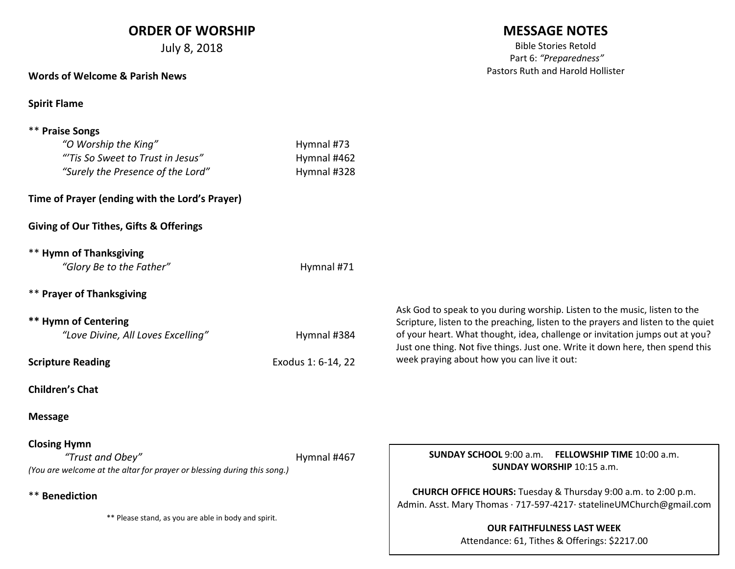## ORDER OF WORSHIP

July 8, 2018

**Words of Welcome & Parish News**

**Spirit Flame**

** **Praise Songs**

*"O Worship the King"* Hymnal #73

*"'Tis So Sweet to Trust in Jesus"* Hymnal #462

*"Surely the Presence of the Lord"* Hymnal #328

**Time of Prayer (ending with the Lord's Prayer)**

**Giving of Our Tithes, Gifts & Offerings**

** **Hymn of Thanksgiving**

*"Glory Be to the Father"* Hymnal #71

** **Prayer of Thanksgiving**

**** Hymn of Centering**

*"Love Divine, All Loves Excelling"* Hymnal #384

**Scripture Reading** Exodus 1: 6-14, 22

**Children's Chat**

**Message**

**Closing Hymn**

*"Trust and Obey"* Hymnal #467

*(You are welcome at the altar for prayer or blessing during this song.)*

** **Benediction**

** Please stand, as you are able in body and spirit.

## MESSAGE NOTES

Bible Stories Retold

Part 6: *"Preparedness"*

Pastors Ruth and Harold Hollister

Ask God to speak to you during worship. Listen to the music, listen to the Scripture, listen to the preaching, listen to the prayers and listen to the quiet of your heart. What thought, idea, challenge or invitation jumps out at you? Just one thing. Not five things. Just one. Write it down here, then spend this week praying about how you can live it out:

**SUNDAY SCHOOL** 9:00 a.m. **FELLOWSHIP TIME** 10:00 a.m.
**SUNDAY WORSHIP** 10:15 a.m.

**CHURCH OFFICE HOURS:** Tuesday & Thursday 9:00 a.m. to 2:00 p.m.
Admin. Asst. Mary Thomas · 717-597-4217· statelineUMChurch@gmail.com

**OUR FAITHFULNESS LAST WEEK**

Attendance: 61, Tithes & Offerings: $2217.00